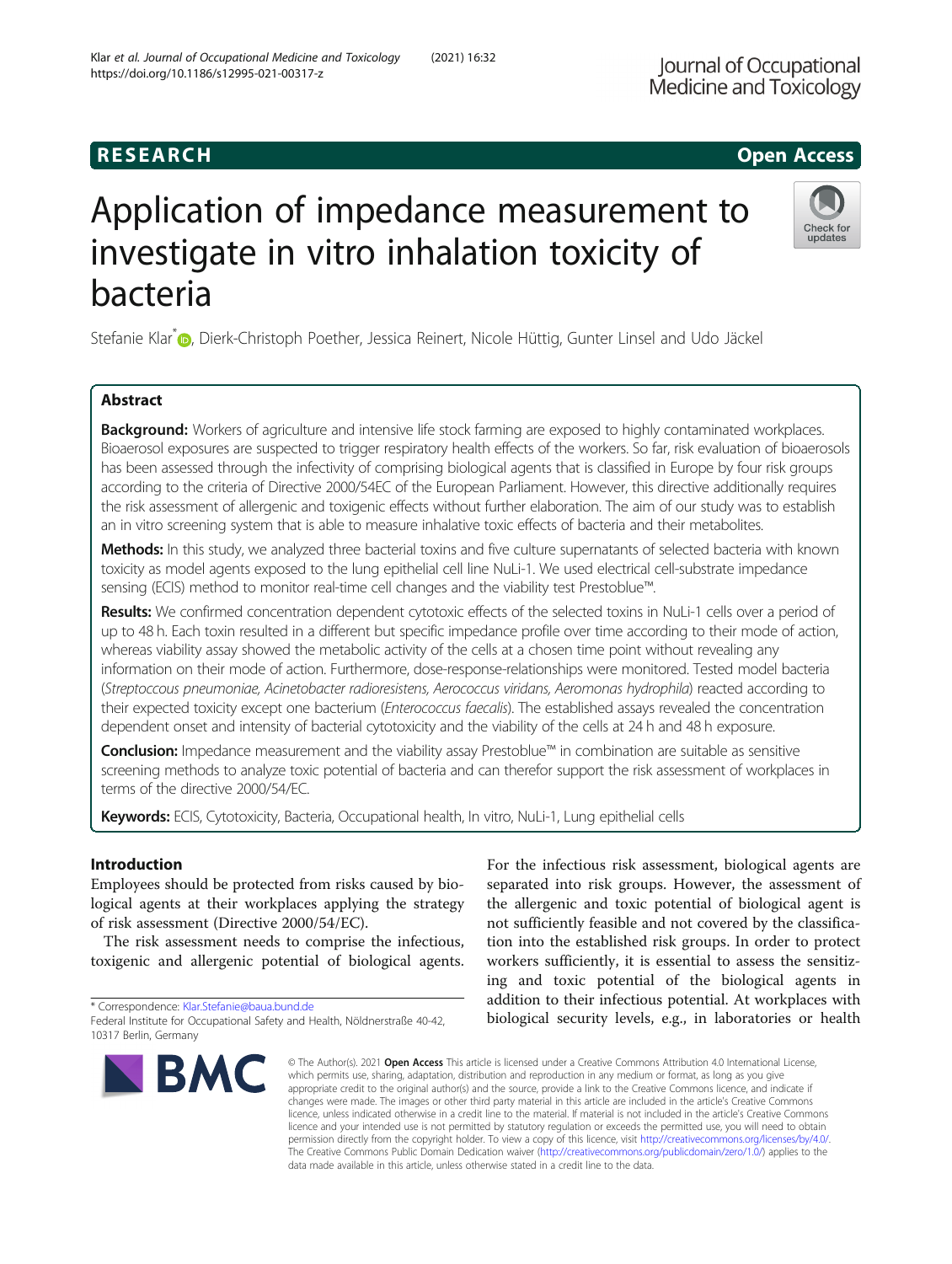RESEARCH

Open Access

# Application of impedance measurement to investigate in vitro inhalation toxicity of bacteria

Stefanie Klar*, Dierk-Christoph Poether, Jessica Reinert, Nicole Hüttig, Gunter Linsel and Udo Jäckel

## Abstract

**Background:** Workers of agriculture and intensive life stock farming are exposed to highly contaminated workplaces. Bioaerosol exposures are suspected to trigger respiratory health effects of the workers. So far, risk evaluation of bioaerosols has been assessed through the infectivity of comprising biological agents that is classified in Europe by four risk groups according to the criteria of Directive 2000/54EC of the European Parliament. However, this directive additionally requires the risk assessment of allergenic and toxigenic effects without further elaboration. The aim of our study was to establish an in vitro screening system that is able to measure inhalative toxic effects of bacteria and their metabolites.

**Methods:** In this study, we analyzed three bacterial toxins and five culture supernatants of selected bacteria with known toxicity as model agents exposed to the lung epithelial cell line NuLi-1. We used electrical cell-substrate impedance sensing (ECIS) method to monitor real-time cell changes and the viability test Prestoblue™.

**Results:** We confirmed concentration dependent cytotoxic effects of the selected toxins in NuLi-1 cells over a period of up to 48 h. Each toxin resulted in a different but specific impedance profile over time according to their mode of action, whereas viability assay showed the metabolic activity of the cells at a chosen time point without revealing any information on their mode of action. Furthermore, dose-response-relationships were monitored. Tested model bacteria (*Streptoccous pneumoniae, Acinetobacter radioresistens, Aerococcus viridans, Aeromonas hydrophila*) reacted according to their expected toxicity except one bacterium (*Enterococcus faecalis*). The established assays revealed the concentration dependent onset and intensity of bacterial cytotoxicity and the viability of the cells at 24 h and 48 h exposure.

**Conclusion:** Impedance measurement and the viability assay Prestoblue™ in combination are suitable as sensitive screening methods to analyze toxic potential of bacteria and can therefor support the risk assessment of workplaces in terms of the directive 2000/54/EC.

**Keywords:** ECIS, Cytotoxicity, Bacteria, Occupational health, In vitro, NuLi-1, Lung epithelial cells

## Introduction

Employees should be protected from risks caused by biological agents at their workplaces applying the strategy of risk assessment (Directive 2000/54/EC).

The risk assessment needs to comprise the infectious, toxigenic and allergenic potential of biological agents. For the infectious risk assessment, biological agents are separated into risk groups. However, the assessment of the allergenic and toxic potential of biological agent is not sufficiently feasible and not covered by the classification into the established risk groups. In order to protect workers sufficiently, it is essential to assess the sensitizing and toxic potential of the biological agents in addition to their infectious potential. At workplaces with biological security levels, e.g., in laboratories or health

\* Correspondence: Klar.Stefanie@baua.bund.de
Federal Institute for Occupational Safety and Health, Nöldnerstraße 40-42, 10317 Berlin, Germany

© The Author(s). 2021 **Open Access** This article is licensed under a Creative Commons Attribution 4.0 International License, which permits use, sharing, adaptation, distribution and reproduction in any medium or format, as long as you give appropriate credit to the original author(s) and the source, provide a link to the Creative Commons licence, and indicate if changes were made. The images or other third party material in this article are included in the article's Creative Commons licence, unless indicated otherwise in a credit line to the material. If material is not included in the article's Creative Commons licence and your intended use is not permitted by statutory regulation or exceeds the permitted use, you will need to obtain permission directly from the copyright holder. To view a copy of this licence, visit http://creativecommons.org/licenses/by/4.0/. The Creative Commons Public Domain Dedication waiver (http://creativecommons.org/publicdomain/zero/1.0/) applies to the data made available in this article, unless otherwise stated in a credit line to the data.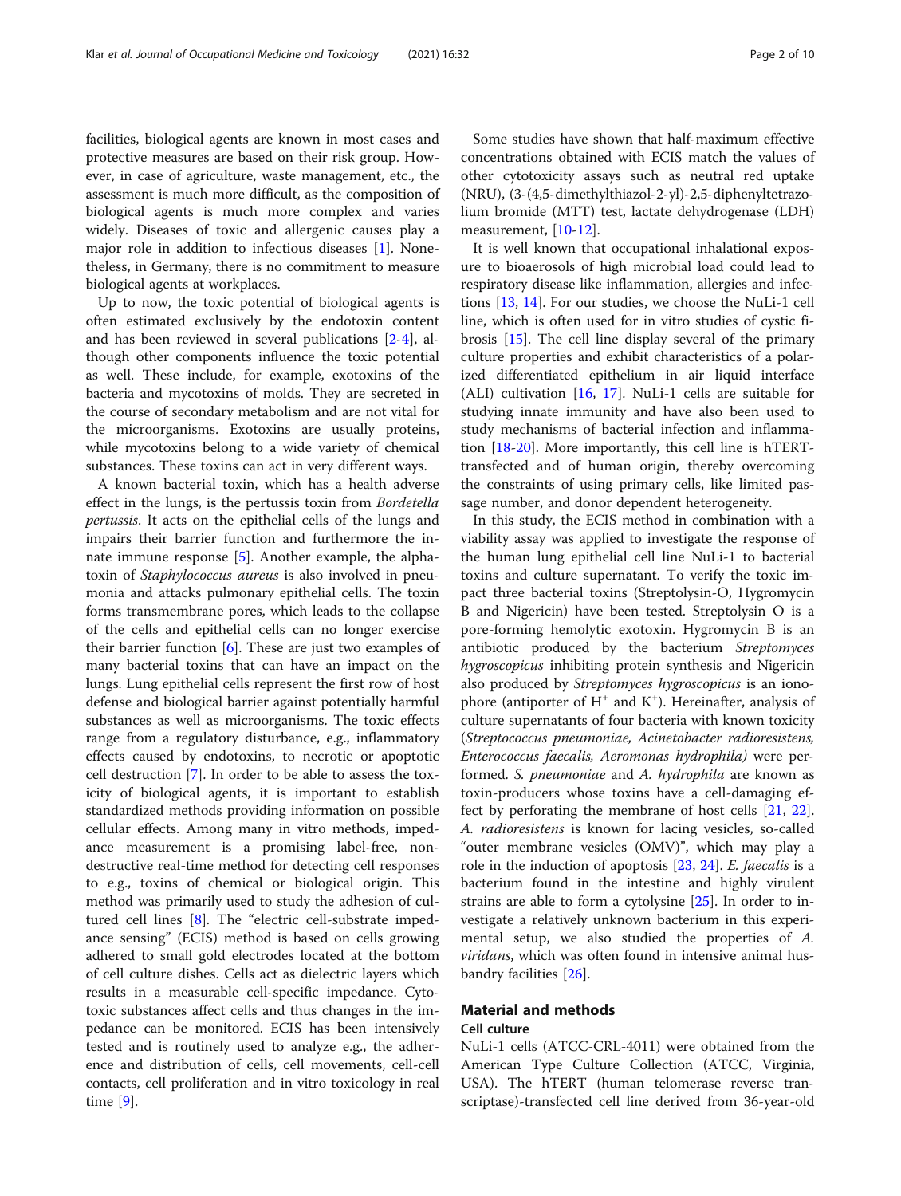facilities, biological agents are known in most cases and protective measures are based on their risk group. However, in case of agriculture, waste management, etc., the assessment is much more difficult, as the composition of biological agents is much more complex and varies widely. Diseases of toxic and allergenic causes play a major role in addition to infectious diseases [1]. Nonetheless, in Germany, there is no commitment to measure biological agents at workplaces.

Up to now, the toxic potential of biological agents is often estimated exclusively by the endotoxin content and has been reviewed in several publications [2-4], although other components influence the toxic potential as well. These include, for example, exotoxins of the bacteria and mycotoxins of molds. They are secreted in the course of secondary metabolism and are not vital for the microorganisms. Exotoxins are usually proteins, while mycotoxins belong to a wide variety of chemical substances. These toxins can act in very different ways.

A known bacterial toxin, which has a health adverse effect in the lungs, is the pertussis toxin from *Bordetella pertussis*. It acts on the epithelial cells of the lungs and impairs their barrier function and furthermore the innate immune response [5]. Another example, the alpha-toxin of *Staphylococcus aureus* is also involved in pneumonia and attacks pulmonary epithelial cells. The toxin forms transmembrane pores, which leads to the collapse of the cells and epithelial cells can no longer exercise their barrier function [6]. These are just two examples of many bacterial toxins that can have an impact on the lungs. Lung epithelial cells represent the first row of host defense and biological barrier against potentially harmful substances as well as microorganisms. The toxic effects range from a regulatory disturbance, e.g., inflammatory effects caused by endotoxins, to necrotic or apoptotic cell destruction [7]. In order to be able to assess the toxicity of biological agents, it is important to establish standardized methods providing information on possible cellular effects. Among many in vitro methods, impedance measurement is a promising label-free, non-destructive real-time method for detecting cell responses to e.g., toxins of chemical or biological origin. This method was primarily used to study the adhesion of cultured cell lines [8]. The "electric cell-substrate impedance sensing" (ECIS) method is based on cells growing adhered to small gold electrodes located at the bottom of cell culture dishes. Cells act as dielectric layers which results in a measurable cell-specific impedance. Cytotoxic substances affect cells and thus changes in the impedance can be monitored. ECIS has been intensively tested and is routinely used to analyze e.g., the adherence and distribution of cells, cell movements, cell-cell contacts, cell proliferation and in vitro toxicology in real time [9].

Some studies have shown that half-maximum effective concentrations obtained with ECIS match the values of other cytotoxicity assays such as neutral red uptake (NRU), (3-(4,5-dimethylthiazol-2-yl)-2,5-diphenyltetrazolium bromide (MTT) test, lactate dehydrogenase (LDH) measurement, [10-12].

It is well known that occupational inhalational exposure to bioaerosols of high microbial load could lead to respiratory disease like inflammation, allergies and infections [13, 14]. For our studies, we choose the NuLi-1 cell line, which is often used for in vitro studies of cystic fibrosis [15]. The cell line display several of the primary culture properties and exhibit characteristics of a polarized differentiated epithelium in air liquid interface (ALI) cultivation [16, 17]. NuLi-1 cells are suitable for studying innate immunity and have also been used to study mechanisms of bacterial infection and inflammation [18-20]. More importantly, this cell line is hTERT-transfected and of human origin, thereby overcoming the constraints of using primary cells, like limited passage number, and donor dependent heterogeneity.

In this study, the ECIS method in combination with a viability assay was applied to investigate the response of the human lung epithelial cell line NuLi-1 to bacterial toxins and culture supernatant. To verify the toxic impact three bacterial toxins (Streptolysin-O, Hygromycin B and Nigericin) have been tested. Streptolysin O is a pore-forming hemolytic exotoxin. Hygromycin B is an antibiotic produced by the bacterium *Streptomyces hygroscopicus* inhibiting protein synthesis and Nigericin also produced by *Streptomyces hygroscopicus* is an ionophore (antiporter of $H^+$ and $K^+$). Hereinafter, analysis of culture supernatants of four bacteria with known toxicity (*Streptococcus pneumoniae, Acinetobacter radioresistens, Enterococcus faecalis, Aeromonas hydrophila)* were performed. *S. pneumoniae* and *A. hydrophila* are known as toxin-producers whose toxins have a cell-damaging effect by perforating the membrane of host cells [21, 22]. *A. radioresistens* is known for lacing vesicles, so-called "outer membrane vesicles (OMV)", which may play a role in the induction of apoptosis [23, 24]. *E. faecalis* is a bacterium found in the intestine and highly virulent strains are able to form a cytolysine [25]. In order to investigate a relatively unknown bacterium in this experimental setup, we also studied the properties of *A. viridans*, which was often found in intensive animal husbandry facilities [26].

## Material and methods

### Cell culture

NuLi-1 cells (ATCC-CRL-4011) were obtained from the American Type Culture Collection (ATCC, Virginia, USA). The hTERT (human telomerase reverse transcriptase)-transfected cell line derived from 36-year-old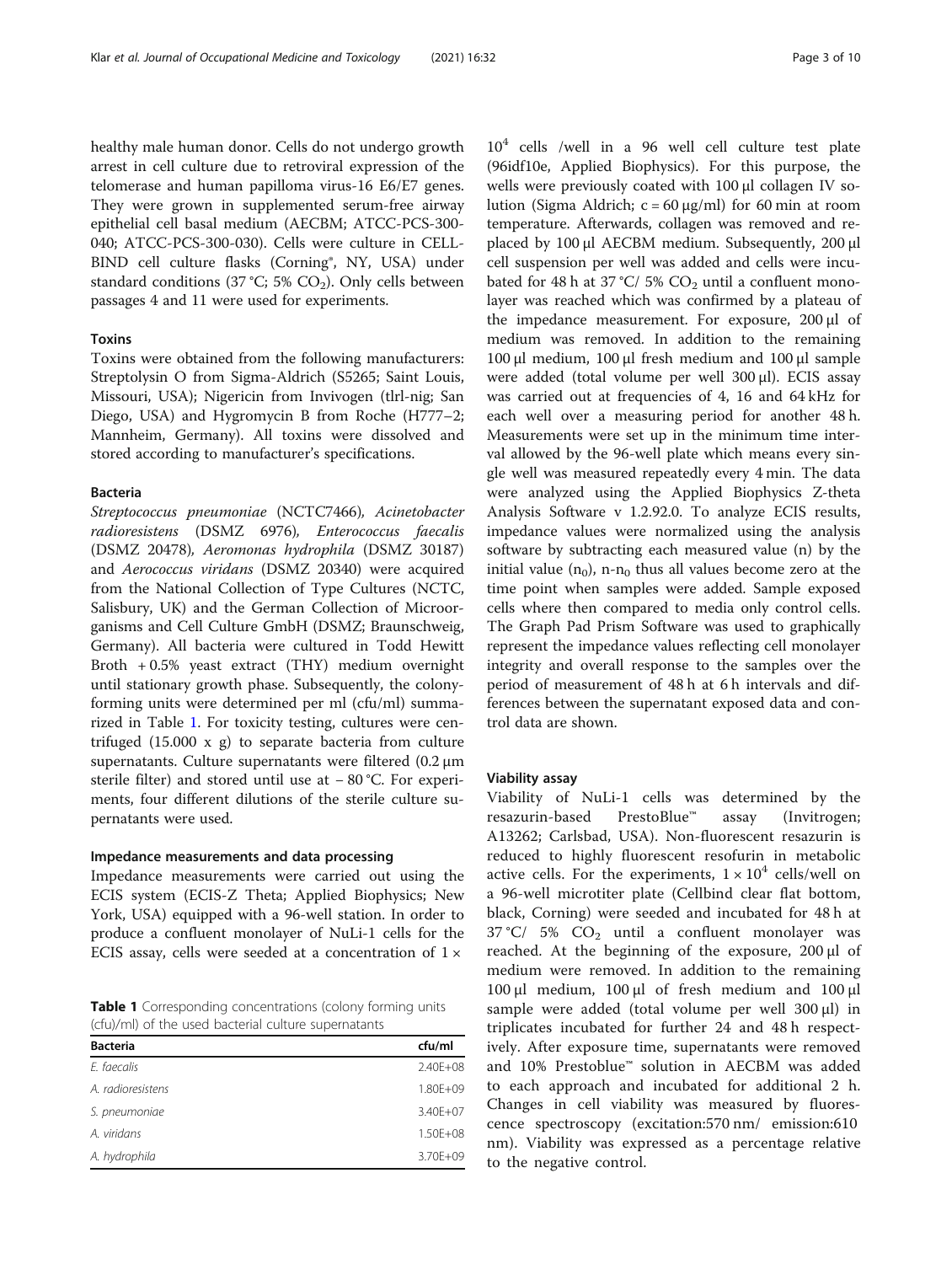healthy male human donor. Cells do not undergo growth arrest in cell culture due to retroviral expression of the telomerase and human papilloma virus-16 E6/E7 genes. They were grown in supplemented serum-free airway epithelial cell basal medium (AECBM; ATCC-PCS-300-040; ATCC-PCS-300-030). Cells were culture in CELL-BIND cell culture flasks (Corning®, NY, USA) under standard conditions (37 °C; 5% $CO_2$). Only cells between passages 4 and 11 were used for experiments.

### Toxins

Toxins were obtained from the following manufacturers: Streptolysin O from Sigma-Aldrich (S5265; Saint Louis, Missouri, USA); Nigericin from Invivogen (tlrl-nig; San Diego, USA) and Hygromycin B from Roche (H777–2; Mannheim, Germany). All toxins were dissolved and stored according to manufacturer's specifications.

### Bacteria

*Streptococcus pneumoniae* (NCTC7466), *Acinetobacter radioresistens* (DSMZ 6976), *Enterococcus faecalis* (DSMZ 20478), *Aeromonas hydrophila* (DSMZ 30187) and *Aerococcus viridans* (DSMZ 20340) were acquired from the National Collection of Type Cultures (NCTC, Salisbury, UK) and the German Collection of Microorganisms and Cell Culture GmbH (DSMZ; Braunschweig, Germany). All bacteria were cultured in Todd Hewitt Broth + 0.5% yeast extract (THY) medium overnight until stationary growth phase. Subsequently, the colony-forming units were determined per ml (cfu/ml) summarized in Table 1. For toxicity testing, cultures were centrifuged (15.000 x g) to separate bacteria from culture supernatants. Culture supernatants were filtered (0.2 μm sterile filter) and stored until use at − 80 °C. For experiments, four different dilutions of the sterile culture supernatants were used.

### Impedance measurements and data processing

Impedance measurements were carried out using the ECIS system (ECIS-Z Theta; Applied Biophysics; New York, USA) equipped with a 96-well station. In order to produce a confluent monolayer of NuLi-1 cells for the ECIS assay, cells were seeded at a concentration of $1 \times 10^4$ cells /well in a 96 well cell culture test plate (96idf10e, Applied Biophysics). For this purpose, the wells were previously coated with 100 μl collagen IV solution (Sigma Aldrich; c = 60 μg/ml) for 60 min at room temperature. Afterwards, collagen was removed and replaced by 100 μl AECBM medium. Subsequently, 200 μl cell suspension per well was added and cells were incubated for 48 h at 37 °C/ 5% $CO_2$ until a confluent monolayer was reached which was confirmed by a plateau of the impedance measurement. For exposure, 200 μl of medium was removed. In addition to the remaining 100 μl medium, 100 μl fresh medium and 100 μl sample were added (total volume per well 300 μl). ECIS assay was carried out at frequencies of 4, 16 and 64 kHz for each well over a measuring period for another 48 h. Measurements were set up in the minimum time interval allowed by the 96-well plate which means every single well was measured repeatedly every 4 min. The data were analyzed using the Applied Biophysics Z-theta Analysis Software v 1.2.92.0. To analyze ECIS results, impedance values were normalized using the analysis software by subtracting each measured value (n) by the initial value ($n_0$), $n$-$n_0$ thus all values become zero at the time point when samples were added. Sample exposed cells where then compared to media only control cells. The Graph Pad Prism Software was used to graphically represent the impedance values reflecting cell monolayer integrity and overall response to the samples over the period of measurement of 48 h at 6 h intervals and differences between the supernatant exposed data and control data are shown.

**Table 1** Corresponding concentrations (colony forming units (cfu)/ml) of the used bacterial culture supernatants

| Bacteria | cfu/ml |
|---|---|
| *E. faecalis* | 2.40E+08 |
| *A. radioresistens* | 1.80E+09 |
| *S. pneumoniae* | 3.40E+07 |
| *A. viridans* | 1.50E+08 |
| *A. hydrophila* | 3.70E+09 |

### Viability assay

Viability of NuLi-1 cells was determined by the resazurin-based PrestoBlue™ assay (Invitrogen; A13262; Carlsbad, USA). Non-fluorescent resazurin is reduced to highly fluorescent resofurin in metabolic active cells. For the experiments, $1 \times 10^4$ cells/well on a 96-well microtiter plate (Cellbind clear flat bottom, black, Corning) were seeded and incubated for 48 h at 37 °C/ 5% $CO_2$ until a confluent monolayer was reached. At the beginning of the exposure, 200 μl of medium were removed. In addition to the remaining 100 μl medium, 100 μl of fresh medium and 100 μl sample were added (total volume per well 300 μl) in triplicates incubated for further 24 and 48 h respectively. After exposure time, supernatants were removed and 10% Prestoblue™ solution in AECBM was added to each approach and incubated for additional 2 h. Changes in cell viability was measured by fluorescence spectroscopy (excitation:570 nm/ emission:610 nm). Viability was expressed as a percentage relative to the negative control.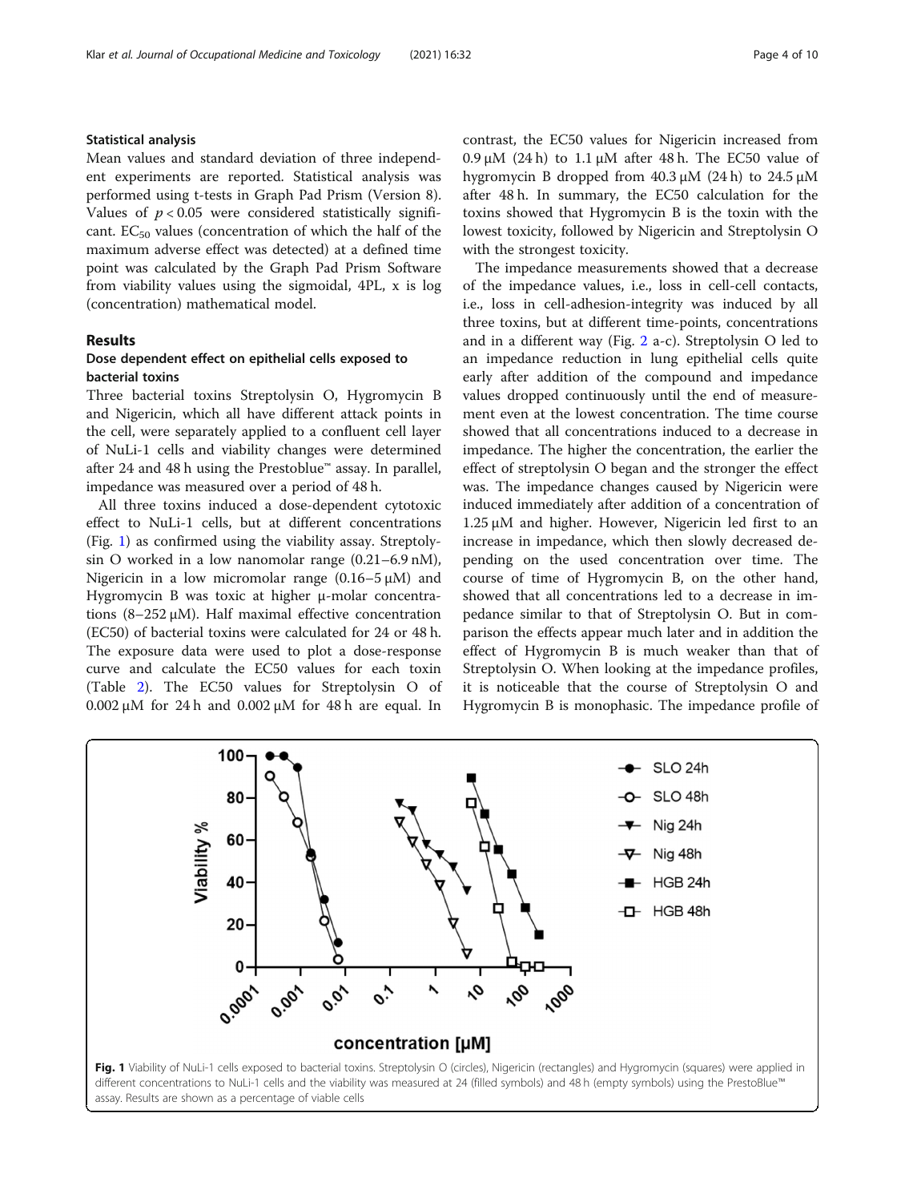### Statistical analysis

Mean values and standard deviation of three independent experiments are reported. Statistical analysis was performed using t-tests in Graph Pad Prism (Version 8). Values of $p < 0.05$ were considered statistically significant. $EC_{50}$ values (concentration of which the half of the maximum adverse effect was detected) at a defined time point was calculated by the Graph Pad Prism Software from viability values using the sigmoidal, 4PL, x is log (concentration) mathematical model.

## Results

### Dose dependent effect on epithelial cells exposed to bacterial toxins

Three bacterial toxins Streptolysin O, Hygromycin B and Nigericin, which all have different attack points in the cell, were separately applied to a confluent cell layer of NuLi-1 cells and viability changes were determined after 24 and 48 h using the Prestoblue™ assay. In parallel, impedance was measured over a period of 48 h.

All three toxins induced a dose-dependent cytotoxic effect to NuLi-1 cells, but at different concentrations (Fig. 1) as confirmed using the viability assay. Streptolysin O worked in a low nanomolar range (0.21–6.9 nM), Nigericin in a low micromolar range (0.16–5 μM) and Hygromycin B was toxic at higher μ-molar concentrations (8–252 μM). Half maximal effective concentration (EC50) of bacterial toxins were calculated for 24 or 48 h. The exposure data were used to plot a dose-response curve and calculate the EC50 values for each toxin (Table 2). The EC50 values for Streptolysin O of 0.002 μM for 24 h and 0.002 μM for 48 h are equal. In contrast, the EC50 values for Nigericin increased from 0.9 μM (24 h) to 1.1 μM after 48 h. The EC50 value of hygromycin B dropped from 40.3 μM (24 h) to 24.5 μM after 48 h. In summary, the EC50 calculation for the toxins showed that Hygromycin B is the toxin with the lowest toxicity, followed by Nigericin and Streptolysin O with the strongest toxicity.

The impedance measurements showed that a decrease of the impedance values, i.e., loss in cell-cell contacts, i.e., loss in cell-adhesion-integrity was induced by all three toxins, but at different time-points, concentrations and in a different way (Fig. 2 a-c). Streptolysin O led to an impedance reduction in lung epithelial cells quite early after addition of the compound and impedance values dropped continuously until the end of measurement even at the lowest concentration. The time course showed that all concentrations induced to a decrease in impedance. The higher the concentration, the earlier the effect of streptolysin O began and the stronger the effect was. The impedance changes caused by Nigericin were induced immediately after addition of a concentration of 1.25 μM and higher. However, Nigericin led first to an increase in impedance, which then slowly decreased depending on the used concentration over time. The course of time of Hygromycin B, on the other hand, showed that all concentrations led to a decrease in impedance similar to that of Streptolysin O. But in comparison the effects appear much later and in addition the effect of Hygromycin B is much weaker than that of Streptolysin O. When looking at the impedance profiles, it is noticeable that the course of Streptolysin O and Hygromycin B is monophasic. The impedance profile of

**Fig. 1** Viability of NuLi-1 cells exposed to bacterial toxins. Streptolysin O (circles), Nigericin (rectangles) and Hygromycin (squares) were applied in different concentrations to NuLi-1 cells and the viability was measured at 24 (filled symbols) and 48 h (empty symbols) using the PrestoBlue™ assay. Results are shown as a percentage of viable cells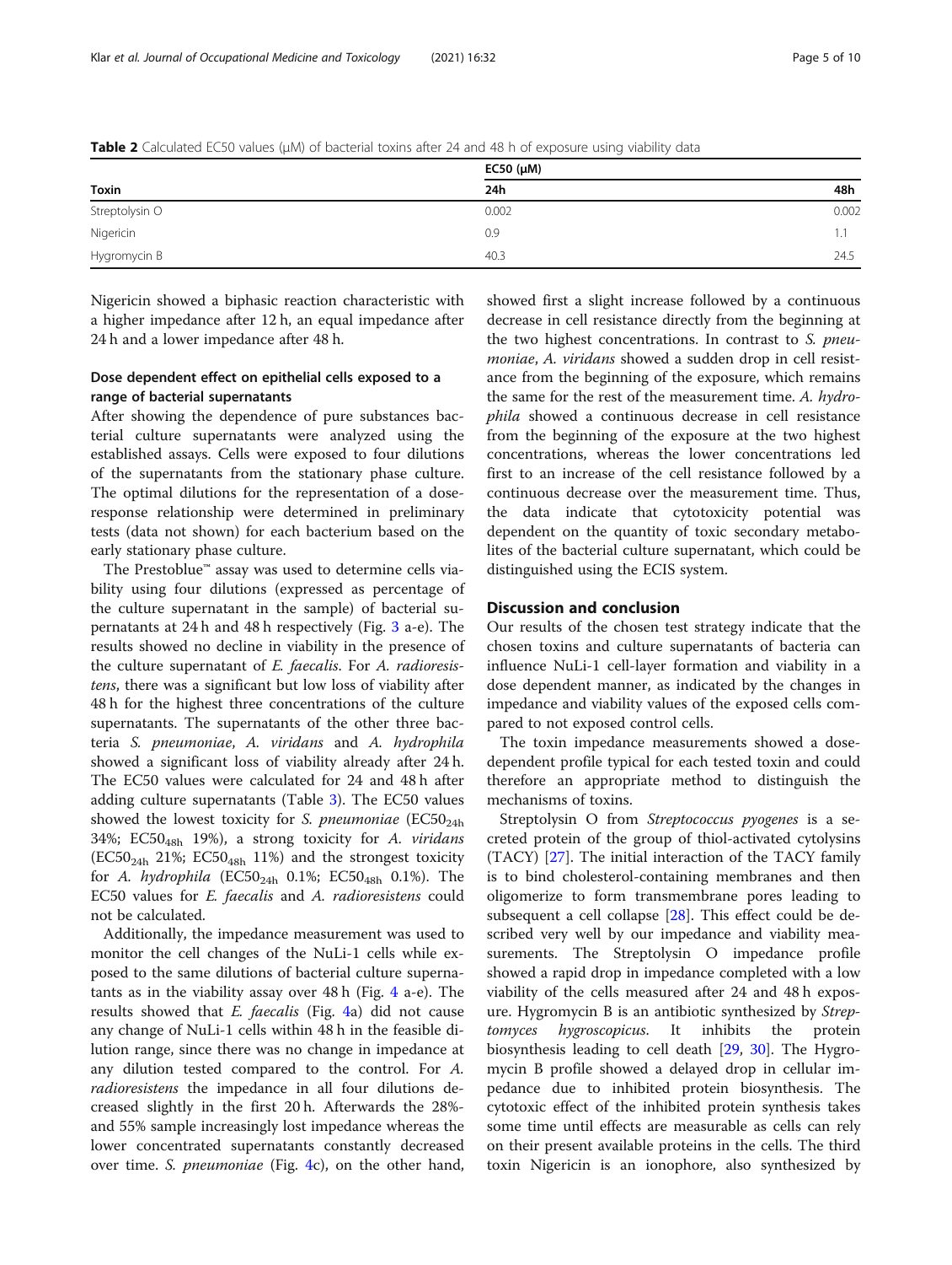**Table 2** Calculated EC50 values (μM) of bacterial toxins after 24 and 48 h of exposure using viability data

| Toxin | EC50 (μM) | |
|---|---|---|
| | 24h | 48h |
| Streptolysin O | 0.002 | 0.002 |
| Nigericin | 0.9 | 1.1 |
| Hygromycin B | 40.3 | 24.5 |

Nigericin showed a biphasic reaction characteristic with a higher impedance after 12 h, an equal impedance after 24 h and a lower impedance after 48 h.

### Dose dependent effect on epithelial cells exposed to a range of bacterial supernatants

After showing the dependence of pure substances bacterial culture supernatants were analyzed using the established assays. Cells were exposed to four dilutions of the supernatants from the stationary phase culture. The optimal dilutions for the representation of a dose-response relationship were determined in preliminary tests (data not shown) for each bacterium based on the early stationary phase culture.

The Prestoblue™ assay was used to determine cells viability using four dilutions (expressed as percentage of the culture supernatant in the sample) of bacterial supernatants at 24 h and 48 h respectively (Fig. 3 a-e). The results showed no decline in viability in the presence of the culture supernatant of *E. faecalis*. For *A. radioresistens*, there was a significant but low loss of viability after 48 h for the highest three concentrations of the culture supernatants. The supernatants of the other three bacteria *S. pneumoniae*, *A. viridans* and *A. hydrophila* showed a significant loss of viability already after 24 h. The EC50 values were calculated for 24 and 48 h after adding culture supernatants (Table 3). The EC50 values showed the lowest toxicity for *S. pneumoniae* ($EC50_{24h}$ 34%; $EC50_{48h}$ 19%), a strong toxicity for *A. viridans* ($EC50_{24h}$ 21%; $EC50_{48h}$ 11%) and the strongest toxicity for *A. hydrophila* ($EC50_{24h}$ 0.1%; $EC50_{48h}$ 0.1%). The EC50 values for *E. faecalis* and *A. radioresistens* could not be calculated.

Additionally, the impedance measurement was used to monitor the cell changes of the NuLi-1 cells while exposed to the same dilutions of bacterial culture supernatants as in the viability assay over 48 h (Fig. 4 a-e). The results showed that *E. faecalis* (Fig. 4a) did not cause any change of NuLi-1 cells within 48 h in the feasible dilution range, since there was no change in impedance at any dilution tested compared to the control. For *A. radioresistens* the impedance in all four dilutions decreased slightly in the first 20 h. Afterwards the 28%- and 55% sample increasingly lost impedance whereas the lower concentrated supernatants constantly decreased over time. *S. pneumoniae* (Fig. 4c), on the other hand, showed first a slight increase followed by a continuous decrease in cell resistance directly from the beginning at the two highest concentrations. In contrast to *S. pneumoniae*, *A. viridans* showed a sudden drop in cell resistance from the beginning of the exposure, which remains the same for the rest of the measurement time. *A. hydrophila* showed a continuous decrease in cell resistance from the beginning of the exposure at the two highest concentrations, whereas the lower concentrations led first to an increase of the cell resistance followed by a continuous decrease over the measurement time. Thus, the data indicate that cytotoxicity potential was dependent on the quantity of toxic secondary metabolites of the bacterial culture supernatant, which could be distinguished using the ECIS system.

## Discussion and conclusion

Our results of the chosen test strategy indicate that the chosen toxins and culture supernatants of bacteria can influence NuLi-1 cell-layer formation and viability in a dose dependent manner, as indicated by the changes in impedance and viability values of the exposed cells compared to not exposed control cells.

The toxin impedance measurements showed a dose-dependent profile typical for each tested toxin and could therefore an appropriate method to distinguish the mechanisms of toxins.

Streptolysin O from *Streptococcus pyogenes* is a secreted protein of the group of thiol-activated cytolysins (TACY) [27]. The initial interaction of the TACY family is to bind cholesterol-containing membranes and then oligomerize to form transmembrane pores leading to subsequent a cell collapse [28]. This effect could be described very well by our impedance and viability measurements. The Streptolysin O impedance profile showed a rapid drop in impedance completed with a low viability of the cells measured after 24 and 48 h exposure. Hygromycin B is an antibiotic synthesized by *Streptomyces hygroscopicus*. It inhibits the protein biosynthesis leading to cell death [29, 30]. The Hygromycin B profile showed a delayed drop in cellular impedance due to inhibited protein biosynthesis. The cytotoxic effect of the inhibited protein synthesis takes some time until effects are measurable as cells can rely on their present available proteins in the cells. The third toxin Nigericin is an ionophore, also synthesized by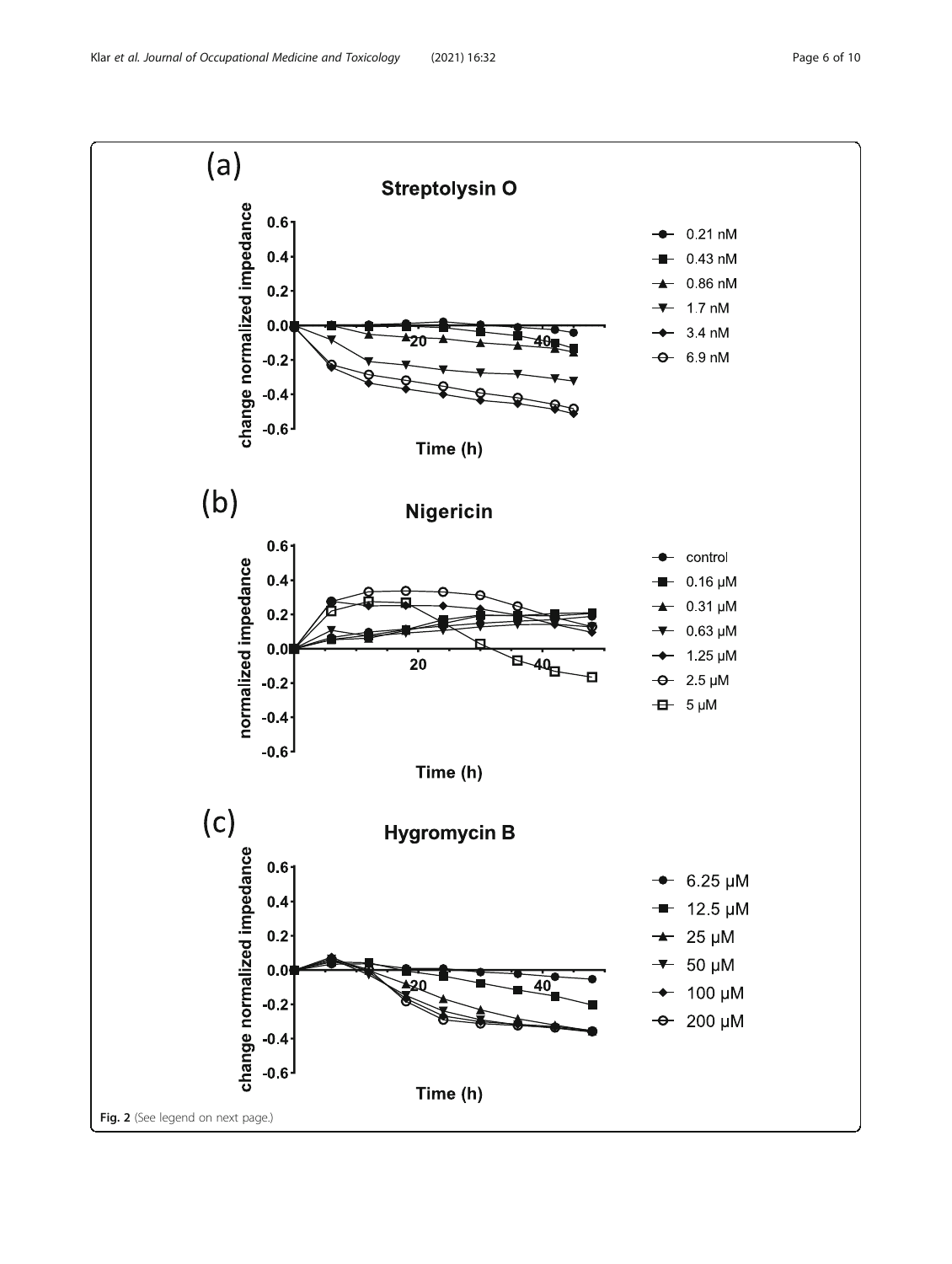**Fig. 2** (See legend on next page.)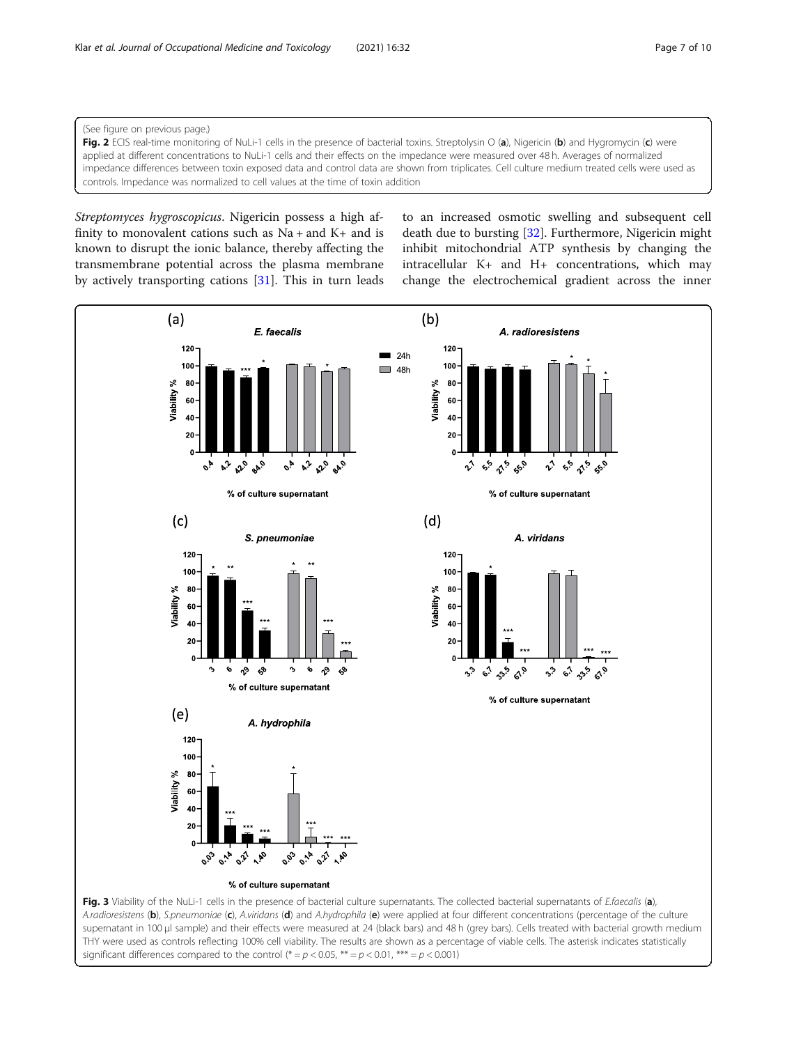(See figure on previous page.)

**Fig. 2** ECIS real-time monitoring of NuLi-1 cells in the presence of bacterial toxins. Streptolysin O (**a**), Nigericin (**b**) and Hygromycin (**c**) were applied at different concentrations to NuLi-1 cells and their effects on the impedance were measured over 48 h. Averages of normalized impedance differences between toxin exposed data and control data are shown from triplicates. Cell culture medium treated cells were used as controls. Impedance was normalized to cell values at the time of toxin addition

*Streptomyces hygroscopicus*. Nigericin possess a high affinity to monovalent cations such as Na + and K+ and is known to disrupt the ionic balance, thereby affecting the transmembrane potential across the plasma membrane by actively transporting cations [31]. This in turn leads to an increased osmotic swelling and subsequent cell death due to bursting [32]. Furthermore, Nigericin might inhibit mitochondrial ATP synthesis by changing the intracellular K+ and H+ concentrations, which may change the electrochemical gradient across the inner

**Fig. 3** Viability of the NuLi-1 cells in the presence of bacterial culture supernatants. The collected bacterial supernatants of *E.faecalis* (**a**), *A.radioresistens* (**b**), *S.pneumoniae* (**c**), *A.viridans* (**d**) and *A.hydrophila* (**e**) were applied at four different concentrations (percentage of the culture supernatant in 100 μl sample) and their effects were measured at 24 (black bars) and 48 h (grey bars). Cells treated with bacterial growth medium THY were used as controls reflecting 100% cell viability. The results are shown as a percentage of viable cells. The asterisk indicates statistically significant differences compared to the control (* = $p < 0.05$, ** = $p < 0.01$, *** = $p < 0.001$)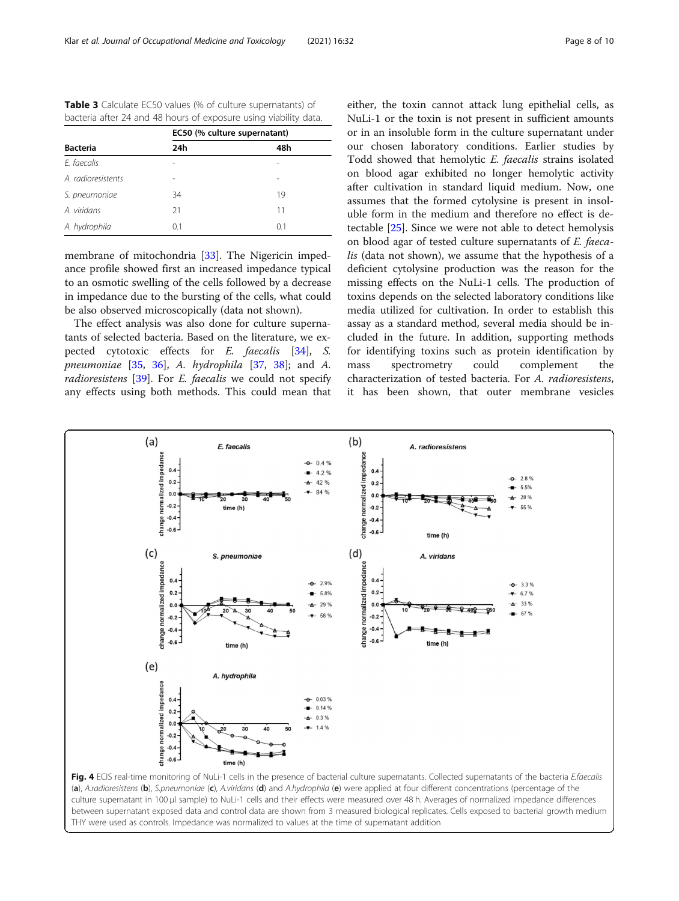**Table 3** Calculate EC50 values (% of culture supernatants) of bacteria after 24 and 48 hours of exposure using viability data.

| Bacteria | EC50 (% culture supernatant) | |
|---|---|---|
| | 24h | 48h |
| *E. faecalis* | - | - |
| *A. radioresistents* | - | - |
| *S. pneumoniae* | 34 | 19 |
| *A. viridans* | 21 | 11 |
| *A. hydrophila* | 0.1 | 0.1 |

membrane of mitochondria [33]. The Nigericin impedance profile showed first an increased impedance typical to an osmotic swelling of the cells followed by a decrease in impedance due to the bursting of the cells, what could be also observed microscopically (data not shown).

The effect analysis was also done for culture supernatants of selected bacteria. Based on the literature, we expected cytotoxic effects for *E. faecalis* [34], *S. pneumoniae* [35, 36], *A. hydrophila* [37, 38]; and *A. radioresistens* [39]. For *E. faecalis* we could not specify any effects using both methods. This could mean that either, the toxin cannot attack lung epithelial cells, as NuLi-1 or the toxin is not present in sufficient amounts or in an insoluble form in the culture supernatant under our chosen laboratory conditions. Earlier studies by Todd showed that hemolytic *E. faecalis* strains isolated on blood agar exhibited no longer hemolytic activity after cultivation in standard liquid medium. Now, one assumes that the formed cytolysine is present in insoluble form in the medium and therefore no effect is detectable [25]. Since we were not able to detect hemolysis on blood agar of tested culture supernatants of *E. faecalis* (data not shown), we assume that the hypothesis of a deficient cytolysine production was the reason for the missing effects on the NuLi-1 cells. The production of toxins depends on the selected laboratory conditions like media utilized for cultivation. In order to establish this assay as a standard method, several media should be included in the future. In addition, supporting methods for identifying toxins such as protein identification by mass spectrometry could complement the characterization of tested bacteria. For *A. radioresistens*, it has been shown, that outer membrane vesicles

**Fig. 4** ECIS real-time monitoring of NuLi-1 cells in the presence of bacterial culture supernatants. Collected supernatants of the bacteria *E.faecalis* (**a**), *A.radioresistens* (**b**), *S.pneumoniae* (**c**), *A.viridans* (**d**) and *A.hydrophila* (**e**) were applied at four different concentrations (percentage of the culture supernatant in 100 µl sample) to NuLi-1 cells and their effects were measured over 48 h. Averages of normalized impedance differences between supernatant exposed data and control data are shown from 3 measured biological replicates. Cells exposed to bacterial growth medium THY were used as controls. Impedance was normalized to values at the time of supernatant addition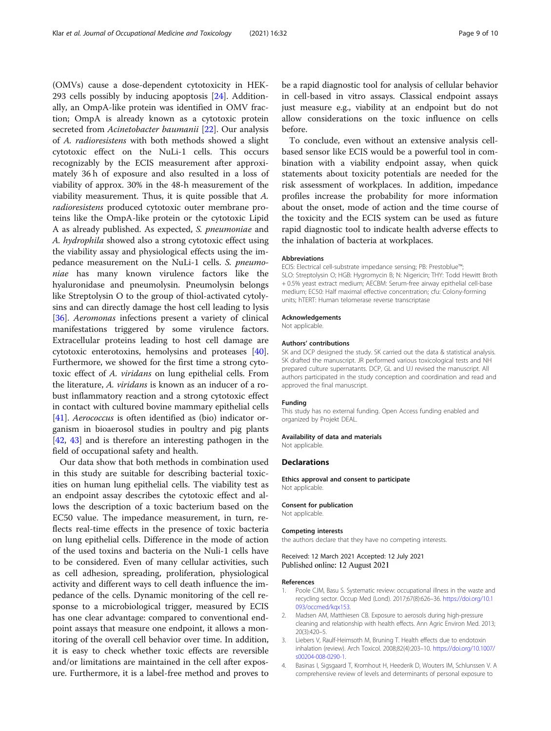(OMVs) cause a dose-dependent cytotoxicity in HEK-293 cells possibly by inducing apoptosis [24]. Additionally, an OmpA-like protein was identified in OMV fraction; OmpA is already known as a cytotoxic protein secreted from *Acinetobacter baumanii* [22]. Our analysis of *A. radioresistens* with both methods showed a slight cytotoxic effect on the NuLi-1 cells. This occurs recognizably by the ECIS measurement after approximately 36 h of exposure and also resulted in a loss of viability of approx. 30% in the 48-h measurement of the viability measurement. Thus, it is quite possible that *A. radioresistens* produced cytotoxic outer membrane proteins like the OmpA-like protein or the cytotoxic Lipid A as already published. As expected, *S. pneumoniae* and *A. hydrophila* showed also a strong cytotoxic effect using the viability assay and physiological effects using the impedance measurement on the NuLi-1 cells. *S. pneumoniae* has many known virulence factors like the hyaluronidase and pneumolysin. Pneumolysin belongs like Streptolysin O to the group of thiol-activated cytolysins and can directly damage the host cell leading to lysis [36]. *Aeromonas* infections present a variety of clinical manifestations triggered by some virulence factors. Extracellular proteins leading to host cell damage are cytotoxic enterotoxins, hemolysins and proteases [40]. Furthermore, we showed for the first time a strong cytotoxic effect of *A. viridans* on lung epithelial cells. From the literature, *A. viridans* is known as an inducer of a robust inflammatory reaction and a strong cytotoxic effect in contact with cultured bovine mammary epithelial cells [41]. *Aerococcus* is often identified as (bio) indicator organism in bioaerosol studies in poultry and pig plants [42, 43] and is therefore an interesting pathogen in the field of occupational safety and health.

Our data show that both methods in combination used in this study are suitable for describing bacterial toxicities on human lung epithelial cells. The viability test as an endpoint assay describes the cytotoxic effect and allows the description of a toxic bacterium based on the EC50 value. The impedance measurement, in turn, reflects real-time effects in the presence of toxic bacteria on lung epithelial cells. Difference in the mode of action of the used toxins and bacteria on the Nuli-1 cells have to be considered. Even of many cellular activities, such as cell adhesion, spreading, proliferation, physiological activity and different ways to cell death influence the impedance of the cells. Dynamic monitoring of the cell response to a microbiological trigger, measured by ECIS has one clear advantage: compared to conventional endpoint assays that measure one endpoint, it allows a monitoring of the overall cell behavior over time. In addition, it is easy to check whether toxic effects are reversible and/or limitations are maintained in the cell after exposure. Furthermore, it is a label-free method and proves to be a rapid diagnostic tool for analysis of cellular behavior in cell-based in vitro assays. Classical endpoint assays just measure e.g., viability at an endpoint but do not allow considerations on the toxic influence on cells before.

To conclude, even without an extensive analysis cell-based sensor like ECIS would be a powerful tool in combination with a viability endpoint assay, when quick statements about toxicity potentials are needed for the risk assessment of workplaces. In addition, impedance profiles increase the probability for more information about the onset, mode of action and the time course of the toxicity and the ECIS system can be used as future rapid diagnostic tool to indicate health adverse effects to the inhalation of bacteria at workplaces.

#### Abbreviations

ECIS: Electrical cell-substrate impedance sensing; PB: Prestoblue™; SLO: Streptolysin O; HGB: Hygromycin B; N: Nigericin; THY: Todd Hewitt Broth + 0.5% yeast extract medium; AECBM: Serum-free airway epithelial cell-base medium; EC50: Half maximal effective concentration; cfu: Colony-forming units; hTERT: Human telomerase reverse transcriptase

#### Acknowledgements

Not applicable.

#### Authors' contributions

SK and DCP designed the study. SK carried out the data & statistical analysis. SK drafted the manuscript. JR performed various toxicological tests and NH prepared culture supernatants. DCP, GL and UJ revised the manuscript. All authors participated in the study conception and coordination and read and approved the final manuscript.

#### Funding

This study has no external funding. Open Access funding enabled and organized by Projekt DEAL.

#### Availability of data and materials

Not applicable.

### Declarations

#### Ethics approval and consent to participate

Not applicable.

#### Consent for publication

Not applicable.

#### Competing interests

the authors declare that they have no competing interests.

Received: 12 March 2021 Accepted: 12 July 2021
Published online: 12 August 2021

#### References

1. Poole CJM, Basu S. Systematic review: occupational illness in the waste and recycling sector. Occup Med (Lond). 2017;67(8):626–36. https://doi.org/10.1093/occmed/kqx153.
2. Madsen AM, Matthiesen CB. Exposure to aerosols during high-pressure cleaning and relationship with health effects. Ann Agric Environ Med. 2013; 20(3):420–5.
3. Liebers V, Raulf-Heimsoth M, Bruning T. Health effects due to endotoxin inhalation (review). Arch Toxicol. 2008;82(4):203–10. https://doi.org/10.1007/s00204-008-0290-1.
4. Basinas I, Sigsgaard T, Kromhout H, Heederik D, Wouters IM, Schlunssen V. A comprehensive review of levels and determinants of personal exposure to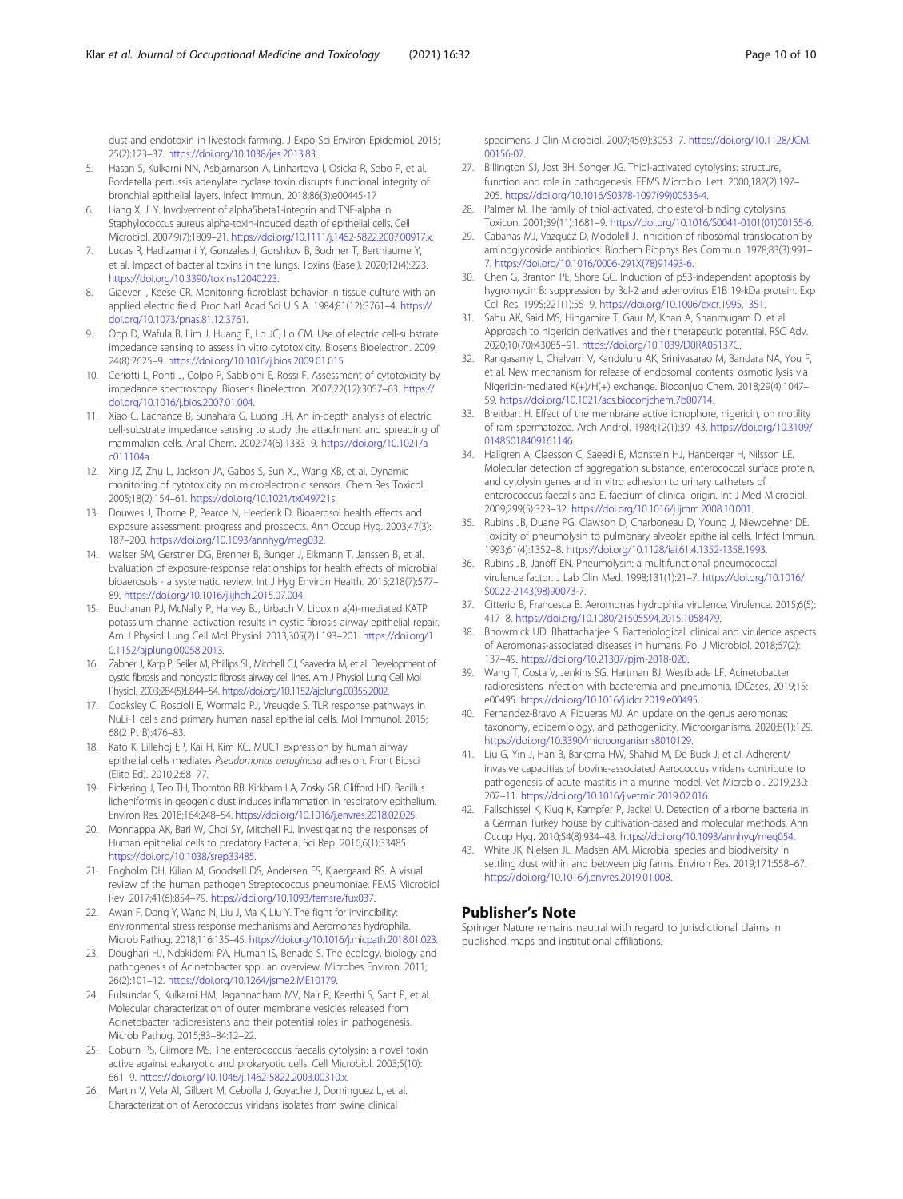dust and endotoxin in livestock farming. J Expo Sci Environ Epidemiol. 2015; 25(2):123–37. https://doi.org/10.1038/jes.2013.83.

5. Hasan S, Kulkarni NN, Asbjarnarson A, Linhartova I, Osicka R, Sebo P, et al. Bordetella pertussis adenylate cyclase toxin disrupts functional integrity of bronchial epithelial layers. Infect Immun. 2018;86(3):e00445-17
6. Liang X, Ji Y. Involvement of alpha5beta1-integrin and TNF-alpha in Staphylococcus aureus alpha-toxin-induced death of epithelial cells. Cell Microbiol. 2007;9(7):1809–21. https://doi.org/10.1111/j.1462-5822.2007.00917.x.
7. Lucas R, Hadizamani Y, Gonzales J, Gorshkov B, Bodmer T, Berthiaume Y, et al. Impact of bacterial toxins in the lungs. Toxins (Basel). 2020;12(4):223. https://doi.org/10.3390/toxins12040223.
8. Giaever I, Keese CR. Monitoring fibroblast behavior in tissue culture with an applied electric field. Proc Natl Acad Sci U S A. 1984;81(12):3761–4. https://doi.org/10.1073/pnas.81.12.3761.
9. Opp D, Wafula B, Lim J, Huang E, Lo JC, Lo CM. Use of electric cell-substrate impedance sensing to assess in vitro cytotoxicity. Biosens Bioelectron. 2009; 24(8):2625–9. https://doi.org/10.1016/j.bios.2009.01.015.
10. Ceriotti L, Ponti J, Colpo P, Sabbioni E, Rossi F. Assessment of cytotoxicity by impedance spectroscopy. Biosens Bioelectron. 2007;22(12):3057–63. https://doi.org/10.1016/j.bios.2007.01.004.
11. Xiao C, Lachance B, Sunahara G, Luong JH. An in-depth analysis of electric cell-substrate impedance sensing to study the attachment and spreading of mammalian cells. Anal Chem. 2002;74(6):1333–9. https://doi.org/10.1021/ac011104a.
12. Xing JZ, Zhu L, Jackson JA, Gabos S, Sun XJ, Wang XB, et al. Dynamic monitoring of cytotoxicity on microelectronic sensors. Chem Res Toxicol. 2005;18(2):154–61. https://doi.org/10.1021/tx049721s.
13. Douwes J, Thorne P, Pearce N, Heederik D. Bioaerosol health effects and exposure assessment: progress and prospects. Ann Occup Hyg. 2003;47(3): 187–200. https://doi.org/10.1093/annhyg/meg032.
14. Walser SM, Gerstner DG, Brenner B, Bunger J, Eikmann T, Janssen B, et al. Evaluation of exposure-response relationships for health effects of microbial bioaerosols - a systematic review. Int J Hyg Environ Health. 2015;218(7):577–89. https://doi.org/10.1016/j.ijheh.2015.07.004.
15. Buchanan PJ, McNally P, Harvey BJ, Urbach V. Lipoxin a(4)-mediated KATP potassium channel activation results in cystic fibrosis airway epithelial repair. Am J Physiol Lung Cell Mol Physiol. 2013;305(2):L193–201. https://doi.org/10.1152/ajplung.00058.2013.
16. Zabner J, Karp P, Seiler M, Phillips SL, Mitchell CJ, Saavedra M, et al. Development of cystic fibrosis and noncystic fibrosis airway cell lines. Am J Physiol Lung Cell Mol Physiol. 2003;284(5):L844–54. https://doi.org/10.1152/ajplung.00355.2002.
17. Cooksley C, Roscioli E, Wormald PJ, Vreugde S. TLR response pathways in NuLi-1 cells and primary human nasal epithelial cells. Mol Immunol. 2015; 68(2 Pt B):476–83.
18. Kato K, Lillehoj EP, Kai H, Kim KC. MUC1 expression by human airway epithelial cells mediates *Pseudomonas aeruginosa* adhesion. Front Biosci (Elite Ed). 2010;2:68–77.
19. Pickering J, Teo TH, Thornton RB, Kirkham LA, Zosky GR, Clifford HD. Bacillus licheniformis in geogenic dust induces inflammation in respiratory epithelium. Environ Res. 2018;164:248–54. https://doi.org/10.1016/j.envres.2018.02.025.
20. Monnappa AK, Bari W, Choi SY, Mitchell RJ. Investigating the responses of Human epithelial cells to predatory Bacteria. Sci Rep. 2016;6(1):33485. https://doi.org/10.1038/srep33485.
21. Engholm DH, Kilian M, Goodsell DS, Andersen ES, Kjaergaard RS. A visual review of the human pathogen Streptococcus pneumoniae. FEMS Microbiol Rev. 2017;41(6):854–79. https://doi.org/10.1093/femsre/fux037.
22. Awan F, Dong Y, Wang N, Liu J, Ma K, Liu Y. The fight for invincibility: environmental stress response mechanisms and Aeromonas hydrophila. Microb Pathog. 2018;116:135–45. https://doi.org/10.1016/j.micpath.2018.01.023.
23. Doughari HJ, Ndakidemi PA, Human IS, Benade S. The ecology, biology and pathogenesis of Acinetobacter spp.: an overview. Microbes Environ. 2011; 26(2):101–12. https://doi.org/10.1264/jsme2.ME10179.
24. Fulsundar S, Kulkarni HM, Jagannadham MV, Nair R, Keerthi S, Sant P, et al. Molecular characterization of outer membrane vesicles released from Acinetobacter radioresistens and their potential roles in pathogenesis. Microb Pathog. 2015;83–84:12–22.
25. Coburn PS, Gilmore MS. The enterococcus faecalis cytolysin: a novel toxin active against eukaryotic and prokaryotic cells. Cell Microbiol. 2003;5(10): 661–9. https://doi.org/10.1046/j.1462-5822.2003.00310.x.
26. Martin V, Vela AI, Gilbert M, Cebolla J, Goyache J, Dominguez L, et al. Characterization of Aerococcus viridans isolates from swine clinical specimens. J Clin Microbiol. 2007;45(9):3053–7. https://doi.org/10.1128/JCM.00156-07.
27. Billington SJ, Jost BH, Songer JG. Thiol-activated cytolysins: structure, function and role in pathogenesis. FEMS Microbiol Lett. 2000;182(2):197–205. https://doi.org/10.1016/S0378-1097(99)00536-4.
28. Palmer M. The family of thiol-activated, cholesterol-binding cytolysins. Toxicon. 2001;39(11):1681–9. https://doi.org/10.1016/S0041-0101(01)00155-6.
29. Cabanas MJ, Vazquez D, Modolell J. Inhibition of ribosomal translocation by aminoglycoside antibiotics. Biochem Biophys Res Commun. 1978;83(3):991–7. https://doi.org/10.1016/0006-291X(78)91493-6.
30. Chen G, Branton PE, Shore GC. Induction of p53-independent apoptosis by hygromycin B: suppression by Bcl-2 and adenovirus E1B 19-kDa protein. Exp Cell Res. 1995;221(1):55–9. https://doi.org/10.1006/excr.1995.1351.
31. Sahu AK, Said MS, Hingamire T, Gaur M, Khan A, Shanmugam D, et al. Approach to nigericin derivatives and their therapeutic potential. RSC Adv. 2020;10(70):43085–91. https://doi.org/10.1039/D0RA05137C.
32. Rangasamy L, Chelvam V, Kanduluru AK, Srinivasarao M, Bandara NA, You F, et al. New mechanism for release of endosomal contents: osmotic lysis via Nigericin-mediated K(+)/H(+) exchange. Bioconjug Chem. 2018;29(4):1047–59. https://doi.org/10.1021/acs.bioconjchem.7b00714.
33. Breitbart H. Effect of the membrane active ionophore, nigericin, on motility of ram spermatozoa. Arch Androl. 1984;12(1):39–43. https://doi.org/10.3109/01485018409161146.
34. Hallgren A, Claesson C, Saeedi B, Monstein HJ, Hanberger H, Nilsson LE. Molecular detection of aggregation substance, enterococcal surface protein, and cytolysin genes and in vitro adhesion to urinary catheters of enterococcus faecalis and E. faecium of clinical origin. Int J Med Microbiol. 2009;299(5):323–32. https://doi.org/10.1016/j.ijmm.2008.10.001.
35. Rubins JB, Duane PG, Clawson D, Charboneau D, Young J, Niewoehner DE. Toxicity of pneumolysin to pulmonary alveolar epithelial cells. Infect Immun. 1993;61(4):1352–8. https://doi.org/10.1128/iai.61.4.1352-1358.1993.
36. Rubins JB, Janoff EN. Pneumolysin: a multifunctional pneumococcal virulence factor. J Lab Clin Med. 1998;131(1):21–7. https://doi.org/10.1016/S0022-2143(98)90073-7.
37. Citterio B, Francesca B. Aeromonas hydrophila virulence. Virulence. 2015;6(5): 417–8. https://doi.org/10.1080/21505594.2015.1058479.
38. Bhowmick UD, Bhattacharjee S. Bacteriological, clinical and virulence aspects of Aeromonas-associated diseases in humans. Pol J Microbiol. 2018;67(2): 137–49. https://doi.org/10.21307/pjm-2018-020.
39. Wang T, Costa V, Jenkins SG, Hartman BJ, Westblade LF. Acinetobacter radioresistens infection with bacteremia and pneumonia. IDCases. 2019;15: e00495. https://doi.org/10.1016/j.idcr.2019.e00495.
40. Fernandez-Bravo A, Figueras MJ. An update on the genus aeromonas: taxonomy, epidemiology, and pathogenicity. Microorganisms. 2020;8(1):129. https://doi.org/10.3390/microorganisms8010129.
41. Liu G, Yin J, Han B, Barkema HW, Shahid M, De Buck J, et al. Adherent/invasive capacities of bovine-associated Aerococcus viridans contribute to pathogenesis of acute mastitis in a murine model. Vet Microbiol. 2019;230: 202–11. https://doi.org/10.1016/j.vetmic.2019.02.016.
42. Fallschissel K, Klug K, Kampfer P, Jackel U. Detection of airborne bacteria in a German Turkey house by cultivation-based and molecular methods. Ann Occup Hyg. 2010;54(8):934–43. https://doi.org/10.1093/annhyg/meq054.
43. White JK, Nielsen JL, Madsen AM. Microbial species and biodiversity in settling dust within and between pig farms. Environ Res. 2019;171:558–67. https://doi.org/10.1016/j.envres.2019.01.008.

## Publisher's Note

Springer Nature remains neutral with regard to jurisdictional claims in published maps and institutional affiliations.